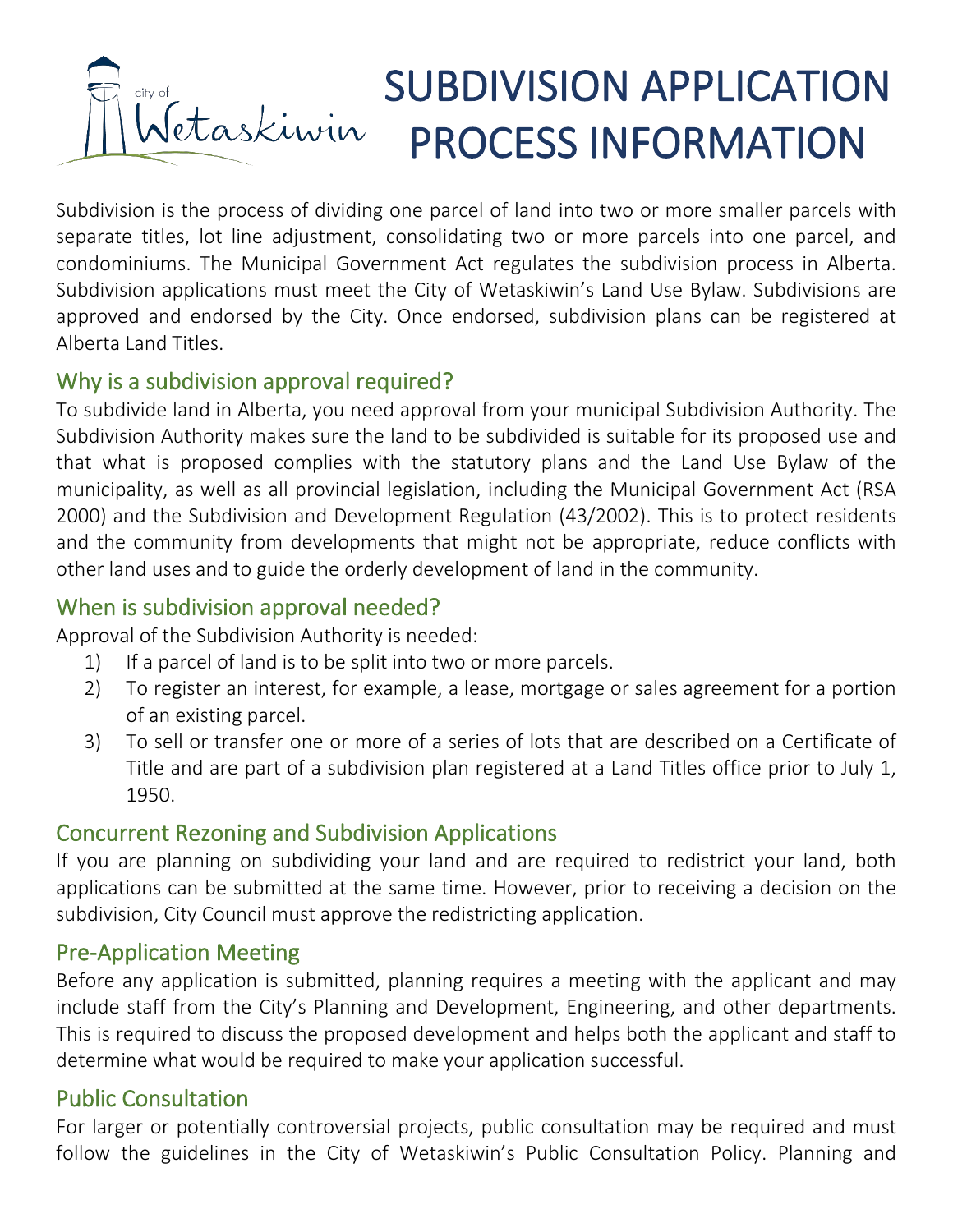# SUBDIVISION APPLICATION PROCESS INFORMATION

Subdivision is the process of dividing one parcel of land into two or more smaller parcels with separate titles, lot line adjustment, consolidating two or more parcels into one parcel, and condominiums. The Municipal Government Act regulates the subdivision process in Alberta. Subdivision applications must meet the City of Wetaskiwin's Land Use Bylaw. Subdivisions are approved and endorsed by the City. Once endorsed, subdivision plans can be registered at Alberta Land Titles.

## Why is a subdivision approval required?

To subdivide land in Alberta, you need approval from your municipal Subdivision Authority. The Subdivision Authority makes sure the land to be subdivided is suitable for its proposed use and that what is proposed complies with the statutory plans and the Land Use Bylaw of the municipality, as well as all provincial legislation, including the Municipal Government Act (RSA 2000) and the Subdivision and Development Regulation (43/2002). This is to protect residents and the community from developments that might not be appropriate, reduce conflicts with other land uses and to guide the orderly development of land in the community.

## When is subdivision approval needed?

Approval of the Subdivision Authority is needed:

1) If a parcel of land is to be split into two or more parcels.
2) To register an interest, for example, a lease, mortgage or sales agreement for a portion of an existing parcel.
3) To sell or transfer one or more of a series of lots that are described on a Certificate of Title and are part of a subdivision plan registered at a Land Titles office prior to July 1, 1950.

## Concurrent Rezoning and Subdivision Applications

If you are planning on subdividing your land and are required to redistrict your land, both applications can be submitted at the same time. However, prior to receiving a decision on the subdivision, City Council must approve the redistricting application.

## Pre-Application Meeting

Before any application is submitted, planning requires a meeting with the applicant and may include staff from the City's Planning and Development, Engineering, and other departments. This is required to discuss the proposed development and helps both the applicant and staff to determine what would be required to make your application successful.

## Public Consultation

For larger or potentially controversial projects, public consultation may be required and must follow the guidelines in the City of Wetaskiwin's Public Consultation Policy. Planning and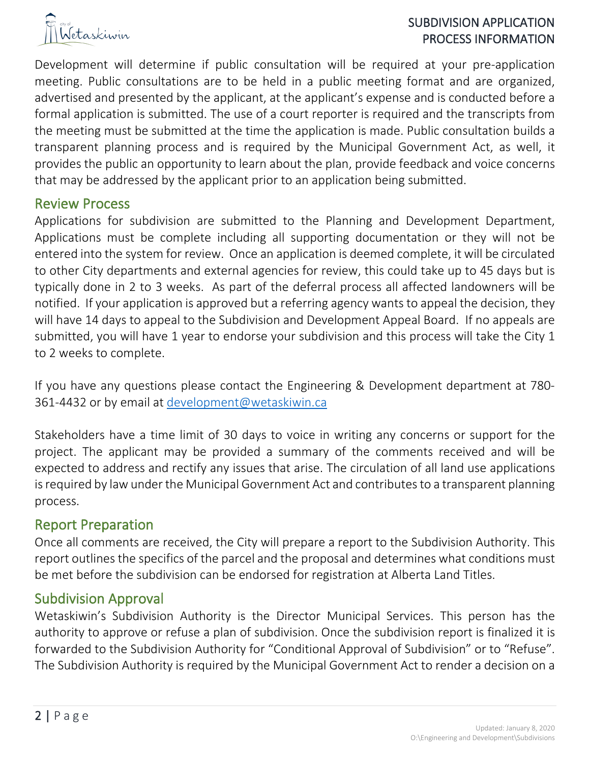Development will determine if public consultation will be required at your pre-application meeting. Public consultations are to be held in a public meeting format and are organized, advertised and presented by the applicant, at the applicant's expense and is conducted before a formal application is submitted. The use of a court reporter is required and the transcripts from the meeting must be submitted at the time the application is made. Public consultation builds a transparent planning process and is required by the Municipal Government Act, as well, it provides the public an opportunity to learn about the plan, provide feedback and voice concerns that may be addressed by the applicant prior to an application being submitted.

## Review Process

Applications for subdivision are submitted to the Planning and Development Department, Applications must be complete including all supporting documentation or they will not be entered into the system for review. Once an application is deemed complete, it will be circulated to other City departments and external agencies for review, this could take up to 45 days but is typically done in 2 to 3 weeks. As part of the deferral process all affected landowners will be notified. If your application is approved but a referring agency wants to appeal the decision, they will have 14 days to appeal to the Subdivision and Development Appeal Board. If no appeals are submitted, you will have 1 year to endorse your subdivision and this process will take the City 1 to 2 weeks to complete.

If you have any questions please contact the Engineering & Development department at 780-361-4432 or by email at development@wetaskiwin.ca

Stakeholders have a time limit of 30 days to voice in writing any concerns or support for the project. The applicant may be provided a summary of the comments received and will be expected to address and rectify any issues that arise. The circulation of all land use applications is required by law under the Municipal Government Act and contributes to a transparent planning process.

## Report Preparation

Once all comments are received, the City will prepare a report to the Subdivision Authority. This report outlines the specifics of the parcel and the proposal and determines what conditions must be met before the subdivision can be endorsed for registration at Alberta Land Titles.

## Subdivision Approval

Wetaskiwin's Subdivision Authority is the Director Municipal Services. This person has the authority to approve or refuse a plan of subdivision. Once the subdivision report is finalized it is forwarded to the Subdivision Authority for "Conditional Approval of Subdivision" or to "Refuse". The Subdivision Authority is required by the Municipal Government Act to render a decision on a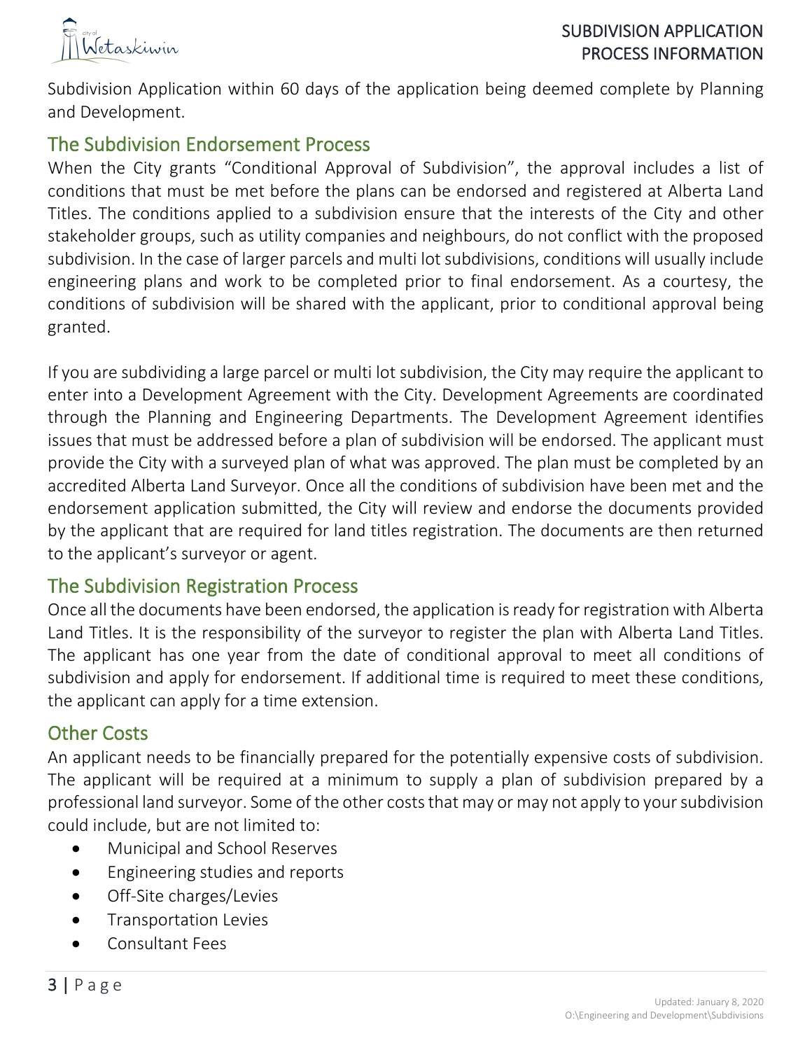Subdivision Application within 60 days of the application being deemed complete by Planning and Development.

## The Subdivision Endorsement Process

When the City grants “Conditional Approval of Subdivision”, the approval includes a list of conditions that must be met before the plans can be endorsed and registered at Alberta Land Titles. The conditions applied to a subdivision ensure that the interests of the City and other stakeholder groups, such as utility companies and neighbours, do not conflict with the proposed subdivision. In the case of larger parcels and multi lot subdivisions, conditions will usually include engineering plans and work to be completed prior to final endorsement. As a courtesy, the conditions of subdivision will be shared with the applicant, prior to conditional approval being granted.

If you are subdividing a large parcel or multi lot subdivision, the City may require the applicant to enter into a Development Agreement with the City. Development Agreements are coordinated through the Planning and Engineering Departments. The Development Agreement identifies issues that must be addressed before a plan of subdivision will be endorsed. The applicant must provide the City with a surveyed plan of what was approved. The plan must be completed by an accredited Alberta Land Surveyor. Once all the conditions of subdivision have been met and the endorsement application submitted, the City will review and endorse the documents provided by the applicant that are required for land titles registration. The documents are then returned to the applicant’s surveyor or agent.

## The Subdivision Registration Process

Once all the documents have been endorsed, the application is ready for registration with Alberta Land Titles. It is the responsibility of the surveyor to register the plan with Alberta Land Titles. The applicant has one year from the date of conditional approval to meet all conditions of subdivision and apply for endorsement. If additional time is required to meet these conditions, the applicant can apply for a time extension.

## Other Costs

An applicant needs to be financially prepared for the potentially expensive costs of subdivision. The applicant will be required at a minimum to supply a plan of subdivision prepared by a professional land surveyor. Some of the other costs that may or may not apply to your subdivision could include, but are not limited to:

- Municipal and School Reserves
- Engineering studies and reports
- Off-Site charges/Levies
- Transportation Levies
- Consultant Fees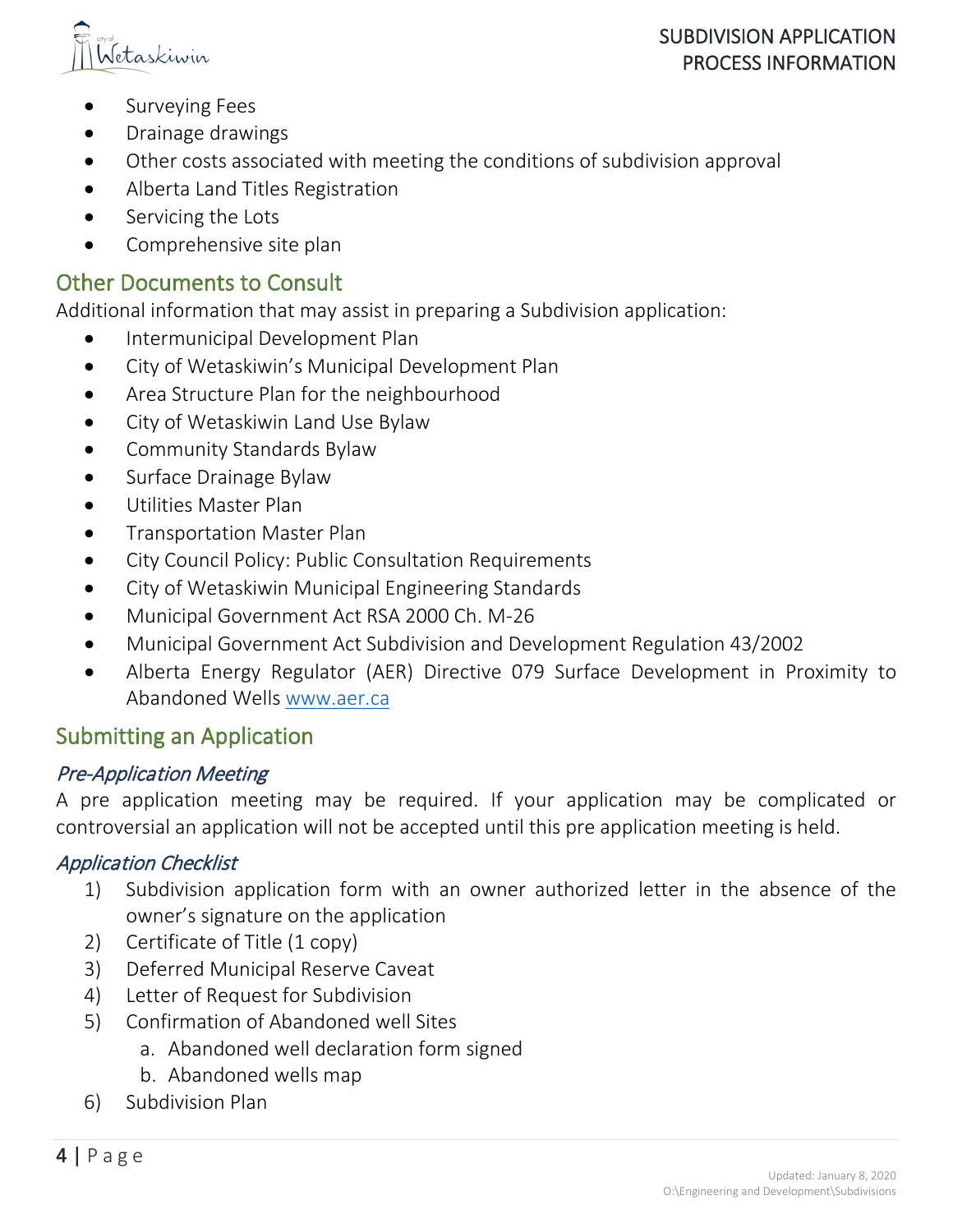- Surveying Fees
- Drainage drawings
- Other costs associated with meeting the conditions of subdivision approval
- Alberta Land Titles Registration
- Servicing the Lots
- Comprehensive site plan

## Other Documents to Consult

Additional information that may assist in preparing a Subdivision application:

- Intermunicipal Development Plan
- City of Wetaskiwin's Municipal Development Plan
- Area Structure Plan for the neighbourhood
- City of Wetaskiwin Land Use Bylaw
- Community Standards Bylaw
- Surface Drainage Bylaw
- Utilities Master Plan
- Transportation Master Plan
- City Council Policy: Public Consultation Requirements
- City of Wetaskiwin Municipal Engineering Standards
- Municipal Government Act RSA 2000 Ch. M-26
- Municipal Government Act Subdivision and Development Regulation 43/2002
- Alberta Energy Regulator (AER) Directive 079 Surface Development in Proximity to Abandoned Wells www.aer.ca

## Submitting an Application

### *Pre-Application Meeting*

A pre application meeting may be required. If your application may be complicated or controversial an application will not be accepted until this pre application meeting is held.

### *Application Checklist*

1) Subdivision application form with an owner authorized letter in the absence of the owner's signature on the application
2) Certificate of Title (1 copy)
3) Deferred Municipal Reserve Caveat
4) Letter of Request for Subdivision
5) Confirmation of Abandoned well Sites
   a. Abandoned well declaration form signed
   b. Abandoned wells map
6) Subdivision Plan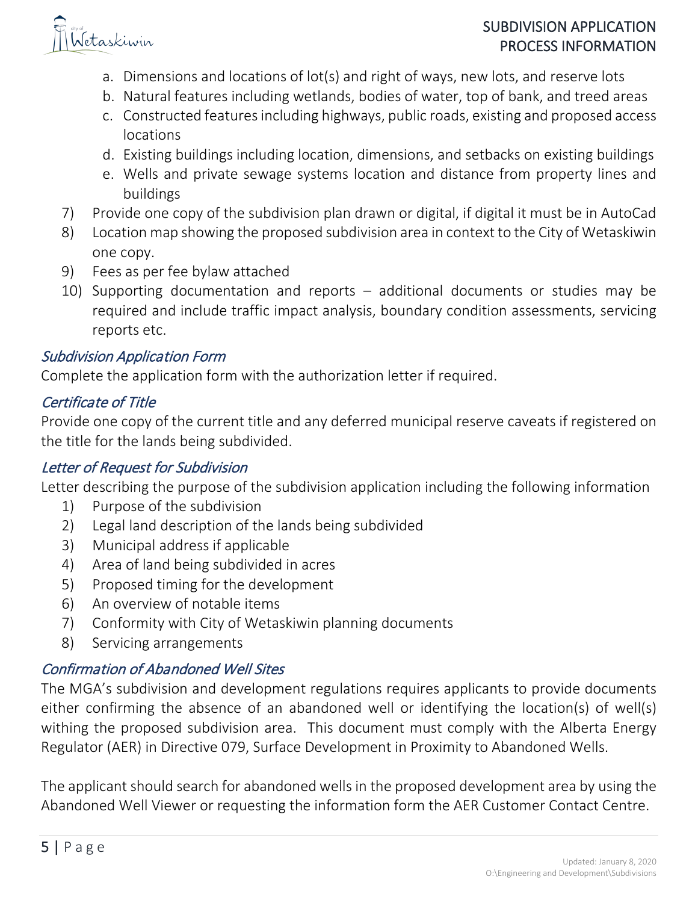a. Dimensions and locations of lot(s) and right of ways, new lots, and reserve lots
b. Natural features including wetlands, bodies of water, top of bank, and treed areas
c. Constructed features including highways, public roads, existing and proposed access locations
d. Existing buildings including location, dimensions, and setbacks on existing buildings
e. Wells and private sewage systems location and distance from property lines and buildings

7) Provide one copy of the subdivision plan drawn or digital, if digital it must be in AutoCad
8) Location map showing the proposed subdivision area in context to the City of Wetaskiwin one copy.
9) Fees as per fee bylaw attached
10) Supporting documentation and reports – additional documents or studies may be required and include traffic impact analysis, boundary condition assessments, servicing reports etc.

### *Subdivision Application Form*

Complete the application form with the authorization letter if required.

### *Certificate of Title*

Provide one copy of the current title and any deferred municipal reserve caveats if registered on the title for the lands being subdivided.

### *Letter of Request for Subdivision*

Letter describing the purpose of the subdivision application including the following information

1) Purpose of the subdivision
2) Legal land description of the lands being subdivided
3) Municipal address if applicable
4) Area of land being subdivided in acres
5) Proposed timing for the development
6) An overview of notable items
7) Conformity with City of Wetaskiwin planning documents
8) Servicing arrangements

### *Confirmation of Abandoned Well Sites*

The MGA's subdivision and development regulations requires applicants to provide documents either confirming the absence of an abandoned well or identifying the location(s) of well(s) withing the proposed subdivision area. This document must comply with the Alberta Energy Regulator (AER) in Directive 079, Surface Development in Proximity to Abandoned Wells.

The applicant should search for abandoned wells in the proposed development area by using the Abandoned Well Viewer or requesting the information form the AER Customer Contact Centre.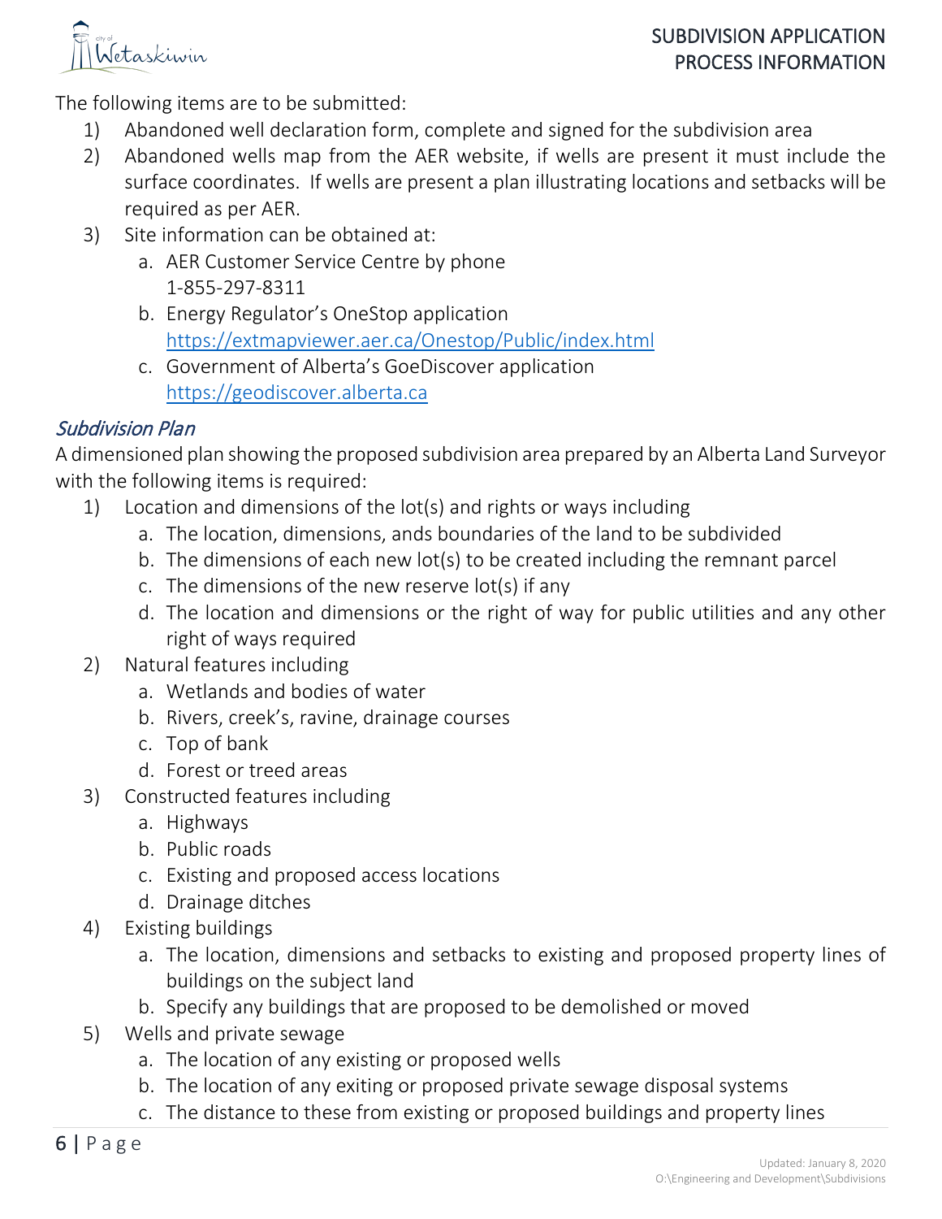The following items are to be submitted:

1) Abandoned well declaration form, complete and signed for the subdivision area
2) Abandoned wells map from the AER website, if wells are present it must include the surface coordinates. If wells are present a plan illustrating locations and setbacks will be required as per AER.
3) Site information can be obtained at:
    a. AER Customer Service Centre by phone 1-855-297-8311
    b. Energy Regulator's OneStop application https://extmapviewer.aer.ca/Onestop/Public/index.html
    c. Government of Alberta's GoeDiscover application https://geodiscover.alberta.ca

### *Subdivision Plan*

A dimensioned plan showing the proposed subdivision area prepared by an Alberta Land Surveyor with the following items is required:

1) Location and dimensions of the lot(s) and rights or ways including
    a. The location, dimensions, ands boundaries of the land to be subdivided
    b. The dimensions of each new lot(s) to be created including the remnant parcel
    c. The dimensions of the new reserve lot(s) if any
    d. The location and dimensions or the right of way for public utilities and any other right of ways required
2) Natural features including
    a. Wetlands and bodies of water
    b. Rivers, creek's, ravine, drainage courses
    c. Top of bank
    d. Forest or treed areas
3) Constructed features including
    a. Highways
    b. Public roads
    c. Existing and proposed access locations
    d. Drainage ditches
4) Existing buildings
    a. The location, dimensions and setbacks to existing and proposed property lines of buildings on the subject land
    b. Specify any buildings that are proposed to be demolished or moved
5) Wells and private sewage
    a. The location of any existing or proposed wells
    b. The location of any exiting or proposed private sewage disposal systems
    c. The distance to these from existing or proposed buildings and property lines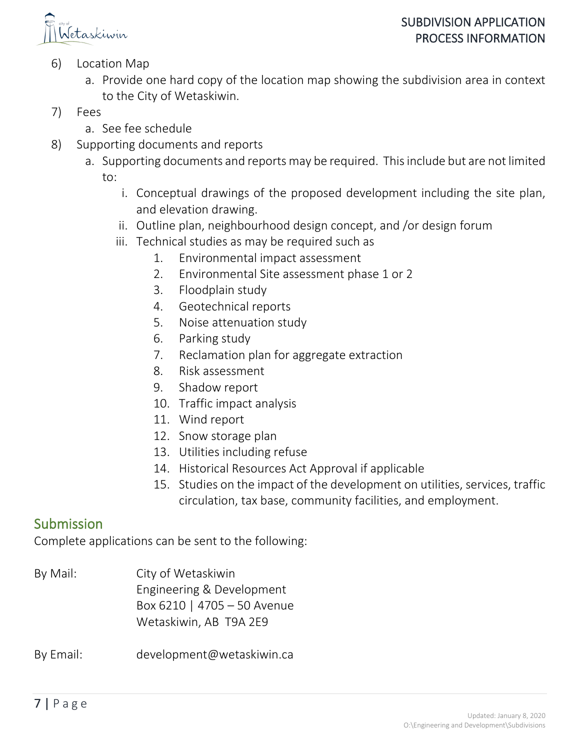6) Location Map
   a. Provide one hard copy of the location map showing the subdivision area in context to the City of Wetaskiwin.
7) Fees
   a. See fee schedule
8) Supporting documents and reports
   a. Supporting documents and reports may be required. This include but are not limited to:
      i. Conceptual drawings of the proposed development including the site plan, and elevation drawing.
      ii. Outline plan, neighbourhood design concept, and /or design forum
      iii. Technical studies as may be required such as
         1. Environmental impact assessment
         2. Environmental Site assessment phase 1 or 2
         3. Floodplain study
         4. Geotechnical reports
         5. Noise attenuation study
         6. Parking study
         7. Reclamation plan for aggregate extraction
         8. Risk assessment
         9. Shadow report
         10. Traffic impact analysis
         11. Wind report
         12. Snow storage plan
         13. Utilities including refuse
         14. Historical Resources Act Approval if applicable
         15. Studies on the impact of the development on utilities, services, traffic circulation, tax base, community facilities, and employment.

## Submission

Complete applications can be sent to the following:

By Mail: City of Wetaskiwin
Engineering & Development
Box 6210 | 4705 – 50 Avenue
Wetaskiwin, AB T9A 2E9

By Email: development@wetaskiwin.ca